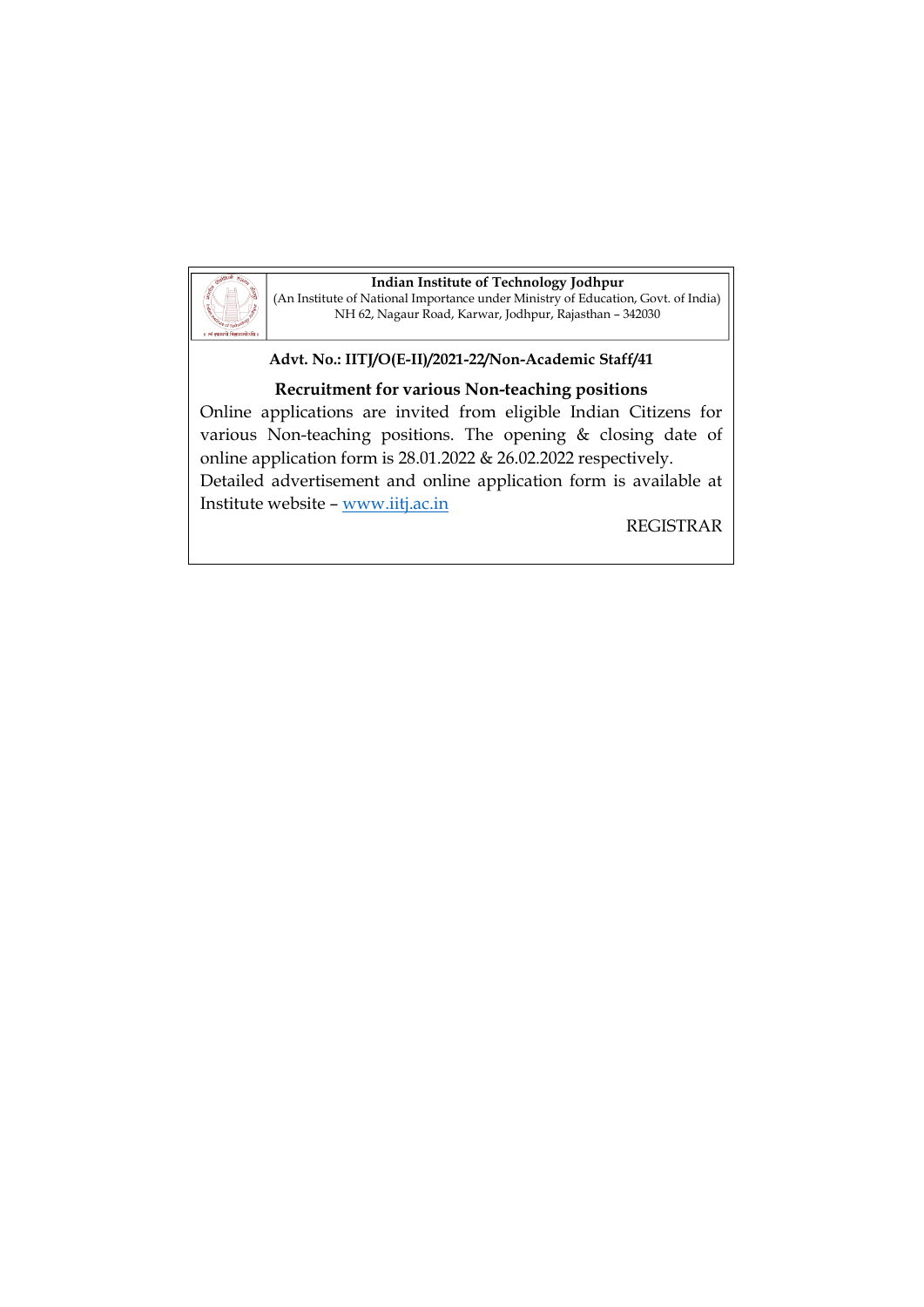**Indian Institute of Technology Jodhpur**
(An Institute of National Importance under Ministry of Education, Govt. of India)
NH 62, Nagaur Road, Karwar, Jodhpur, Rajasthan – 342030

**Advt. No.: IITJ/O(E-II)/2021-22/Non-Academic Staff/41**

**Recruitment for various Non-teaching positions**

Online applications are invited from eligible Indian Citizens for various Non-teaching positions. The opening & closing date of online application form is 28.01.2022 & 26.02.2022 respectively.

Detailed advertisement and online application form is available at Institute website – [www.iitj.ac.in](http://www.iitj.ac.in)

REGISTRAR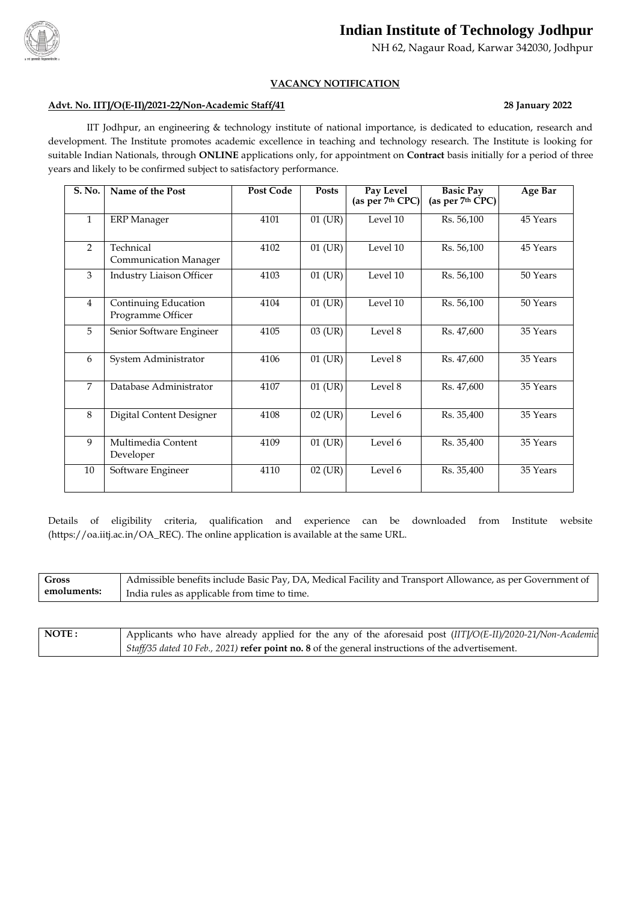# Indian Institute of Technology Jodhpur

NH 62, Nagaur Road, Karwar 342030, Jodhpur

## VACANCY NOTIFICATION

**Advt. No. IITJ/O(E-II)/2021-22/Non-Academic Staff/41** **28 January 2022**

IIT Jodhpur, an engineering & technology institute of national importance, is dedicated to education, research and development. The Institute promotes academic excellence in teaching and technology research. The Institute is looking for suitable Indian Nationals, through **ONLINE** applications only, for appointment on **Contract** basis initially for a period of three years and likely to be confirmed subject to satisfactory performance.

| S. No. | Name of the Post | Post Code | Posts | Pay Level (as per 7th CPC) | Basic Pay (as per 7th CPC) | Age Bar |
|---|---|---|---|---|---|---|
| 1 | ERP Manager | 4101 | 01 (UR) | Level 10 | Rs. 56,100 | 45 Years |
| 2 | Technical Communication Manager | 4102 | 01 (UR) | Level 10 | Rs. 56,100 | 45 Years |
| 3 | Industry Liaison Officer | 4103 | 01 (UR) | Level 10 | Rs. 56,100 | 50 Years |
| 4 | Continuing Education Programme Officer | 4104 | 01 (UR) | Level 10 | Rs. 56,100 | 50 Years |
| 5 | Senior Software Engineer | 4105 | 03 (UR) | Level 8 | Rs. 47,600 | 35 Years |
| 6 | System Administrator | 4106 | 01 (UR) | Level 8 | Rs. 47,600 | 35 Years |
| 7 | Database Administrator | 4107 | 01 (UR) | Level 8 | Rs. 47,600 | 35 Years |
| 8 | Digital Content Designer | 4108 | 02 (UR) | Level 6 | Rs. 35,400 | 35 Years |
| 9 | Multimedia Content Developer | 4109 | 01 (UR) | Level 6 | Rs. 35,400 | 35 Years |
| 10 | Software Engineer | 4110 | 02 (UR) | Level 6 | Rs. 35,400 | 35 Years |

Details of eligibility criteria, qualification and experience can be downloaded from Institute website (https://oa.iitj.ac.in/OA_REC). The online application is available at the same URL.

| **Gross emoluments:** | Admissible benefits include Basic Pay, DA, Medical Facility and Transport Allowance, as per Government of India rules as applicable from time to time. |
|---|---|

| **NOTE :** | Applicants who have already applied for the any of the aforesaid post (*IITJ/O(E-II)/2020-21/Non-Academic Staff/35 dated 10 Feb., 2021*) **refer point no. 8** of the general instructions of the advertisement. |
|---|---|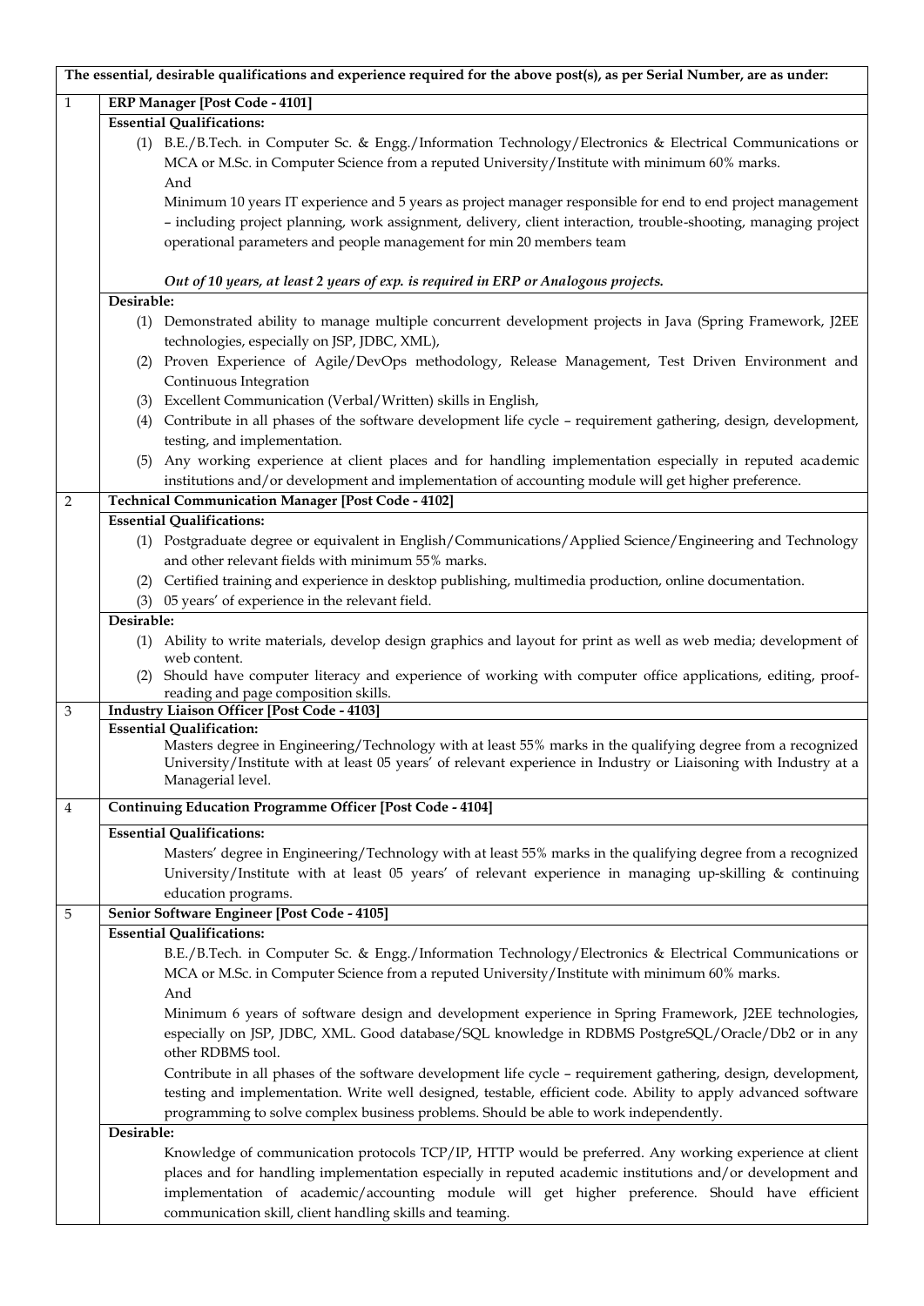**The essential, desirable qualifications and experience required for the above post(s), as per Serial Number, are as under:**

## 1. ERP Manager [Post Code - 4101]

**Essential Qualifications:**

(1) B.E./B.Tech. in Computer Sc. & Engg./Information Technology/Electronics & Electrical Communications or MCA or M.Sc. in Computer Science from a reputed University/Institute with minimum 60% marks.

And

Minimum 10 years IT experience and 5 years as project manager responsible for end to end project management – including project planning, work assignment, delivery, client interaction, trouble-shooting, managing project operational parameters and people management for min 20 members team

*Out of 10 years, at least 2 years of exp. is required in ERP or Analogous projects.*

**Desirable:**

(1) Demonstrated ability to manage multiple concurrent development projects in Java (Spring Framework, J2EE technologies, especially on JSP, JDBC, XML),

(2) Proven Experience of Agile/DevOps methodology, Release Management, Test Driven Environment and Continuous Integration

(3) Excellent Communication (Verbal/Written) skills in English,

(4) Contribute in all phases of the software development life cycle – requirement gathering, design, development, testing, and implementation.

(5) Any working experience at client places and for handling implementation especially in reputed academic institutions and/or development and implementation of accounting module will get higher preference.

## 2. Technical Communication Manager [Post Code - 4102]

**Essential Qualifications:**

(1) Postgraduate degree or equivalent in English/Communications/Applied Science/Engineering and Technology and other relevant fields with minimum 55% marks.

(2) Certified training and experience in desktop publishing, multimedia production, online documentation.

(3) 05 years' of experience in the relevant field.

**Desirable:**

(1) Ability to write materials, develop design graphics and layout for print as well as web media; development of web content.

(2) Should have computer literacy and experience of working with computer office applications, editing, proof-reading and page composition skills.

## 3. Industry Liaison Officer [Post Code - 4103]

**Essential Qualification:**

Masters degree in Engineering/Technology with at least 55% marks in the qualifying degree from a recognized University/Institute with at least 05 years' of relevant experience in Industry or Liaisoning with Industry at a Managerial level.

## 4. Continuing Education Programme Officer [Post Code - 4104]

**Essential Qualifications:**

Masters' degree in Engineering/Technology with at least 55% marks in the qualifying degree from a recognized University/Institute with at least 05 years' of relevant experience in managing up-skilling & continuing education programs.

## 5. Senior Software Engineer [Post Code - 4105]

**Essential Qualifications:**

B.E./B.Tech. in Computer Sc. & Engg./Information Technology/Electronics & Electrical Communications or MCA or M.Sc. in Computer Science from a reputed University/Institute with minimum 60% marks.

And

Minimum 6 years of software design and development experience in Spring Framework, J2EE technologies, especially on JSP, JDBC, XML. Good database/SQL knowledge in RDBMS PostgreSQL/Oracle/Db2 or in any other RDBMS tool.

Contribute in all phases of the software development life cycle – requirement gathering, design, development, testing and implementation. Write well designed, testable, efficient code. Ability to apply advanced software programming to solve complex business problems. Should be able to work independently.

**Desirable:**

Knowledge of communication protocols TCP/IP, HTTP would be preferred. Any working experience at client places and for handling implementation especially in reputed academic institutions and/or development and implementation of academic/accounting module will get higher preference. Should have efficient communication skill, client handling skills and teaming.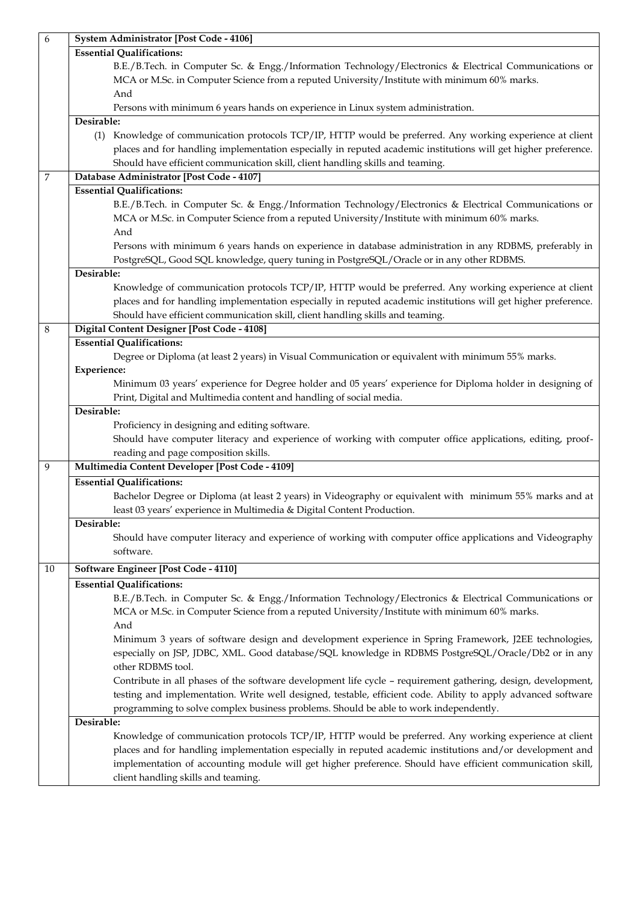| | |
|---|---|
| 6 | **System Administrator [Post Code - 4106]** |
| | **Essential Qualifications:**<br>B.E./B.Tech. in Computer Sc. & Engg./Information Technology/Electronics & Electrical Communications or MCA or M.Sc. in Computer Science from a reputed University/Institute with minimum 60% marks.<br>And<br>Persons with minimum 6 years hands on experience in Linux system administration. |
| | **Desirable:**<br>(1) Knowledge of communication protocols TCP/IP, HTTP would be preferred. Any working experience at client places and for handling implementation especially in reputed academic institutions will get higher preference. Should have efficient communication skill, client handling skills and teaming. |
| 7 | **Database Administrator [Post Code - 4107]** |
| | **Essential Qualifications:**<br>B.E./B.Tech. in Computer Sc. & Engg./Information Technology/Electronics & Electrical Communications or MCA or M.Sc. in Computer Science from a reputed University/Institute with minimum 60% marks.<br>And<br>Persons with minimum 6 years hands on experience in database administration in any RDBMS, preferably in PostgreSQL, Good SQL knowledge, query tuning in PostgreSQL/Oracle or in any other RDBMS. |
| | **Desirable:**<br>Knowledge of communication protocols TCP/IP, HTTP would be preferred. Any working experience at client places and for handling implementation especially in reputed academic institutions will get higher preference. Should have efficient communication skill, client handling skills and teaming. |
| 8 | **Digital Content Designer [Post Code - 4108]** |
| | **Essential Qualifications:**<br>Degree or Diploma (at least 2 years) in Visual Communication or equivalent with minimum 55% marks.<br>**Experience:**<br>Minimum 03 years' experience for Degree holder and 05 years' experience for Diploma holder in designing of Print, Digital and Multimedia content and handling of social media. |
| | **Desirable:**<br>Proficiency in designing and editing software.<br>Should have computer literacy and experience of working with computer office applications, editing, proof-reading and page composition skills. |
| 9 | **Multimedia Content Developer [Post Code - 4109]** |
| | **Essential Qualifications:**<br>Bachelor Degree or Diploma (at least 2 years) in Videography or equivalent with minimum 55% marks and at least 03 years' experience in Multimedia & Digital Content Production. |
| | **Desirable:**<br>Should have computer literacy and experience of working with computer office applications and Videography software. |
| 10 | **Software Engineer [Post Code - 4110]** |
| | **Essential Qualifications:**<br>B.E./B.Tech. in Computer Sc. & Engg./Information Technology/Electronics & Electrical Communications or MCA or M.Sc. in Computer Science from a reputed University/Institute with minimum 60% marks.<br>And<br>Minimum 3 years of software design and development experience in Spring Framework, J2EE technologies, especially on JSP, JDBC, XML. Good database/SQL knowledge in RDBMS PostgreSQL/Oracle/Db2 or in any other RDBMS tool.<br>Contribute in all phases of the software development life cycle – requirement gathering, design, development, testing and implementation. Write well designed, testable, efficient code. Ability to apply advanced software programming to solve complex business problems. Should be able to work independently. |
| | **Desirable:**<br>Knowledge of communication protocols TCP/IP, HTTP would be preferred. Any working experience at client places and for handling implementation especially in reputed academic institutions and/or development and implementation of accounting module will get higher preference. Should have efficient communication skill, client handling skills and teaming. |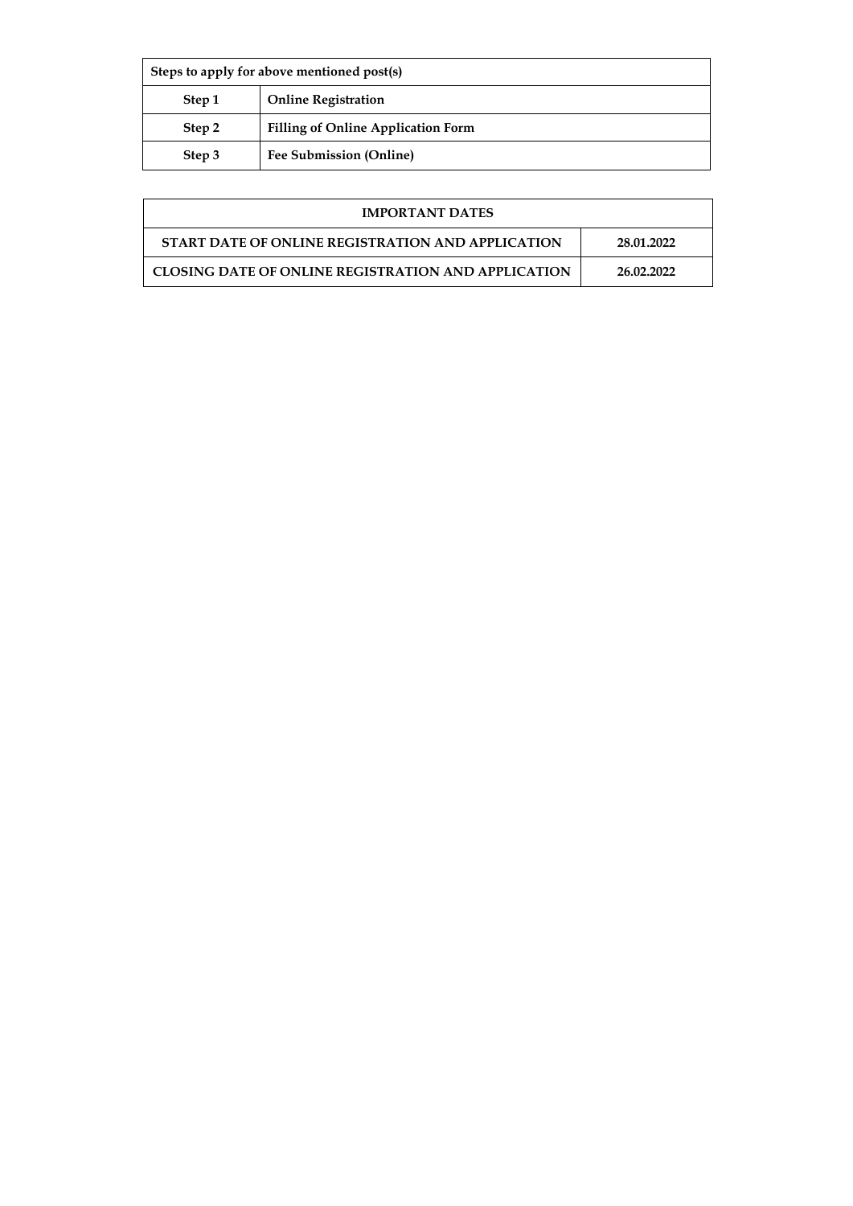| Steps to apply for above mentioned post(s) | |
|---|---|
| **Step 1** | **Online Registration** |
| **Step 2** | **Filling of Online Application Form** |
| **Step 3** | **Fee Submission (Online)** |

| IMPORTANT DATES | |
|---|---|
| **START DATE OF ONLINE REGISTRATION AND APPLICATION** | **28.01.2022** |
| **CLOSING DATE OF ONLINE REGISTRATION AND APPLICATION** | **26.02.2022** |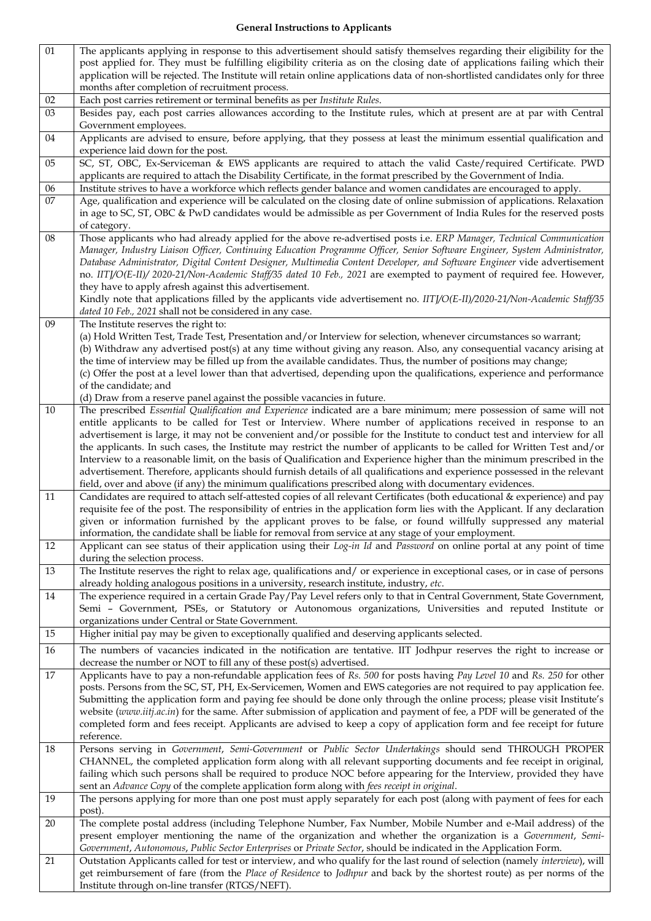**General Instructions to Applicants**

| | |
|---|---|
| 01 | The applicants applying in response to this advertisement should satisfy themselves regarding their eligibility for the post applied for. They must be fulfilling eligibility criteria as on the closing date of applications failing which their application will be rejected. The Institute will retain online applications data of non-shortlisted candidates only for three months after completion of recruitment process. |
| 02 | Each post carries retirement or terminal benefits as per *Institute Rules*. |
| 03 | Besides pay, each post carries allowances according to the Institute rules, which at present are at par with Central Government employees. |
| 04 | Applicants are advised to ensure, before applying, that they possess at least the minimum essential qualification and experience laid down for the post. |
| 05 | SC, ST, OBC, Ex-Serviceman & EWS applicants are required to attach the valid Caste/required Certificate. PWD applicants are required to attach the Disability Certificate, in the format prescribed by the Government of India. |
| 06 | Institute strives to have a workforce which reflects gender balance and women candidates are encouraged to apply. |
| 07 | Age, qualification and experience will be calculated on the closing date of online submission of applications. Relaxation in age to SC, ST, OBC & PwD candidates would be admissible as per Government of India Rules for the reserved posts of category. |
| 08 | Those applicants who had already applied for the above re-advertised posts i.e. *ERP Manager, Technical Communication Manager, Industry Liaison Officer, Continuing Education Programme Officer, Senior Software Engineer, System Administrator, Database Administrator, Digital Content Designer, Multimedia Content Developer, and Software Engineer* vide advertisement no. *IITJ/O(E-II)/ 2020-21/Non-Academic Staff/35 dated 10 Feb., 2021* are exempted to payment of required fee. However, they have to apply afresh against this advertisement.<br>Kindly note that applications filled by the applicants vide advertisement no. *IITJ/O(E-II)/2020-21/Non-Academic Staff/35 dated 10 Feb., 2021* shall not be considered in any case. |
| 09 | The Institute reserves the right to:<br>(a) Hold Written Test, Trade Test, Presentation and/or Interview for selection, whenever circumstances so warrant;<br>(b) Withdraw any advertised post(s) at any time without giving any reason. Also, any consequential vacancy arising at the time of interview may be filled up from the available candidates. Thus, the number of positions may change;<br>(c) Offer the post at a level lower than that advertised, depending upon the qualifications, experience and performance of the candidate; and<br>(d) Draw from a reserve panel against the possible vacancies in future. |
| 10 | The prescribed *Essential Qualification and Experience* indicated are a bare minimum; mere possession of same will not entitle applicants to be called for Test or Interview. Where number of applications received in response to an advertisement is large, it may not be convenient and/or possible for the Institute to conduct test and interview for all the applicants. In such cases, the Institute may restrict the number of applicants to be called for Written Test and/or Interview to a reasonable limit, on the basis of Qualification and Experience higher than the minimum prescribed in the advertisement. Therefore, applicants should furnish details of all qualifications and experience possessed in the relevant field, over and above (if any) the minimum qualifications prescribed along with documentary evidences. |
| 11 | Candidates are required to attach self-attested copies of all relevant Certificates (both educational & experience) and pay requisite fee of the post. The responsibility of entries in the application form lies with the Applicant. If any declaration given or information furnished by the applicant proves to be false, or found willfully suppressed any material information, the candidate shall be liable for removal from service at any stage of your employment. |
| 12 | Applicant can see status of their application using their *Log-in Id* and *Password* on online portal at any point of time during the selection process. |
| 13 | The Institute reserves the right to relax age, qualifications and/ or experience in exceptional cases, or in case of persons already holding analogous positions in a university, research institute, industry, *etc*. |
| 14 | The experience required in a certain Grade Pay/Pay Level refers only to that in Central Government, State Government, Semi – Government, PSEs, or Statutory or Autonomous organizations, Universities and reputed Institute or organizations under Central or State Government. |
| 15 | Higher initial pay may be given to exceptionally qualified and deserving applicants selected. |
| 16 | The numbers of vacancies indicated in the notification are tentative. IIT Jodhpur reserves the right to increase or decrease the number or NOT to fill any of these post(s) advertised. |
| 17 | Applicants have to pay a non-refundable application fees of *Rs. 500* for posts having *Pay Level 10* and *Rs. 250* for other posts. Persons from the SC, ST, PH, Ex-Servicemen, Women and EWS categories are not required to pay application fee. Submitting the application form and paying fee should be done only through the online process; please visit Institute's website (*www.iitj.ac.in*) for the same. After submission of application and payment of fee, a PDF will be generated of the completed form and fees receipt. Applicants are advised to keep a copy of application form and fee receipt for future reference. |
| 18 | Persons serving in *Government*, *Semi-Government* or *Public Sector Undertakings* should send THROUGH PROPER CHANNEL, the completed application form along with all relevant supporting documents and fee receipt in original, failing which such persons shall be required to produce NOC before appearing for the Interview, provided they have sent an *Advance Copy* of the complete application form along with *fees receipt in original*. |
| 19 | The persons applying for more than one post must apply separately for each post (along with payment of fees for each post). |
| 20 | The complete postal address (including Telephone Number, Fax Number, Mobile Number and e-Mail address) of the present employer mentioning the name of the organization and whether the organization is a *Government*, *Semi-Government*, *Autonomous*, *Public Sector Enterprises* or *Private Sector*, should be indicated in the Application Form. |
| 21 | Outstation Applicants called for test or interview, and who qualify for the last round of selection (namely *interview*), will get reimbursement of fare (from the *Place of Residence* to *Jodhpur* and back by the shortest route) as per norms of the Institute through on-line transfer (RTGS/NEFT). |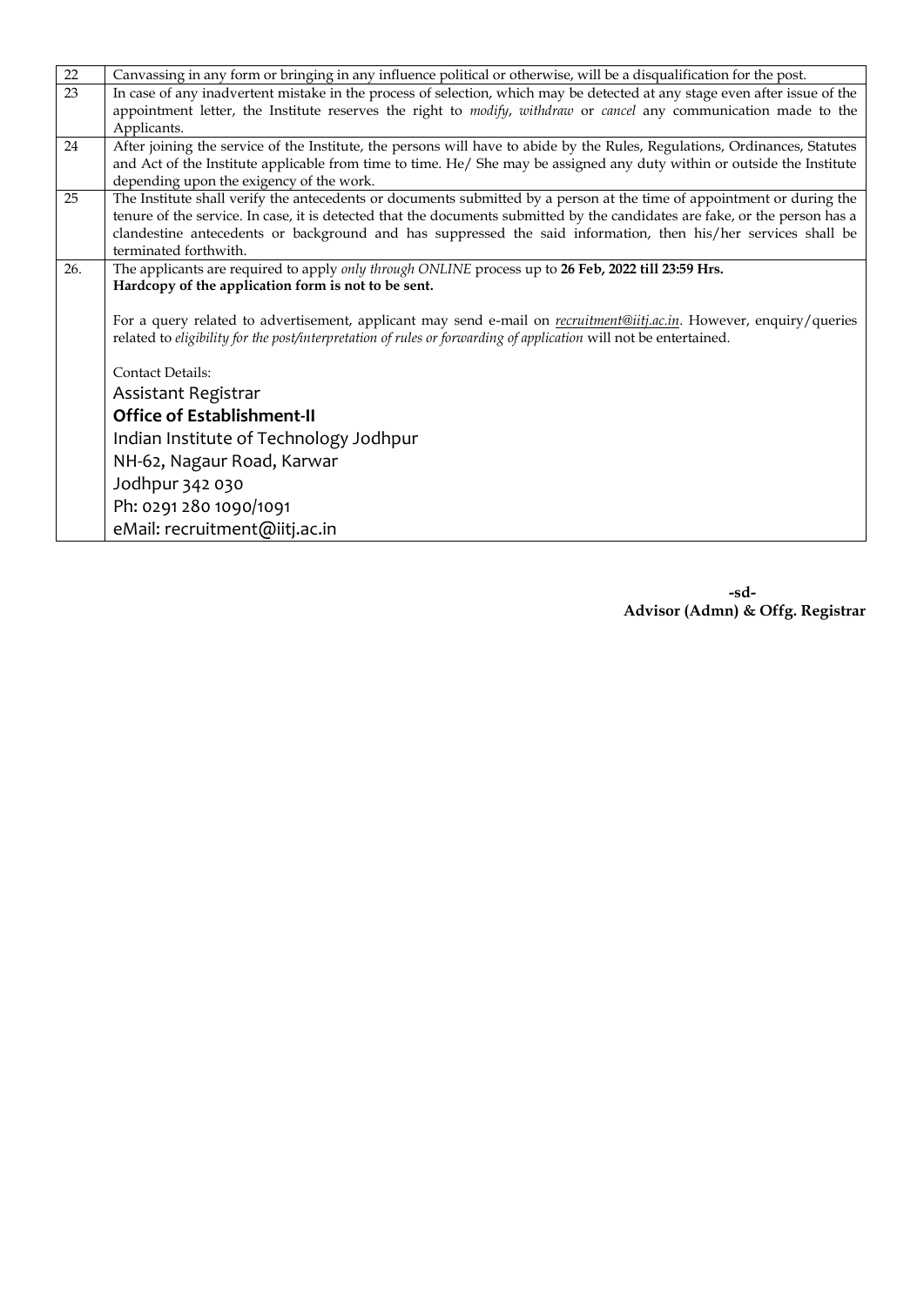| | |
|---|---|
| 22 | Canvassing in any form or bringing in any influence political or otherwise, will be a disqualification for the post. |
| 23 | In case of any inadvertent mistake in the process of selection, which may be detected at any stage even after issue of the appointment letter, the Institute reserves the right to *modify*, *withdraw* or *cancel* any communication made to the Applicants. |
| 24 | After joining the service of the Institute, the persons will have to abide by the Rules, Regulations, Ordinances, Statutes and Act of the Institute applicable from time to time. He/ She may be assigned any duty within or outside the Institute depending upon the exigency of the work. |
| 25 | The Institute shall verify the antecedents or documents submitted by a person at the time of appointment or during the tenure of the service. In case, it is detected that the documents submitted by the candidates are fake, or the person has a clandestine antecedents or background and has suppressed the said information, then his/her services shall be terminated forthwith. |
| 26. | The applicants are required to apply *only through ONLINE* process up to **26 Feb, 2022 till 23:59 Hrs.** **Hardcopy of the application form is not to be sent.**<br><br>For a query related to advertisement, applicant may send e-mail on *recruitment@iitj.ac.in*. However, enquiry/queries related to *eligibility for the post/interpretation of rules or forwarding of application* will not be entertained.<br><br>Contact Details:<br>Assistant Registrar<br>**Office of Establishment-II**<br>Indian Institute of Technology Jodhpur<br>NH-62, Nagaur Road, Karwar<br>Jodhpur 342 030<br>Ph: 0291 280 1090/1091<br>eMail: recruitment@iitj.ac.in |

**-sd-**
**Advisor (Admn) & Offg. Registrar**